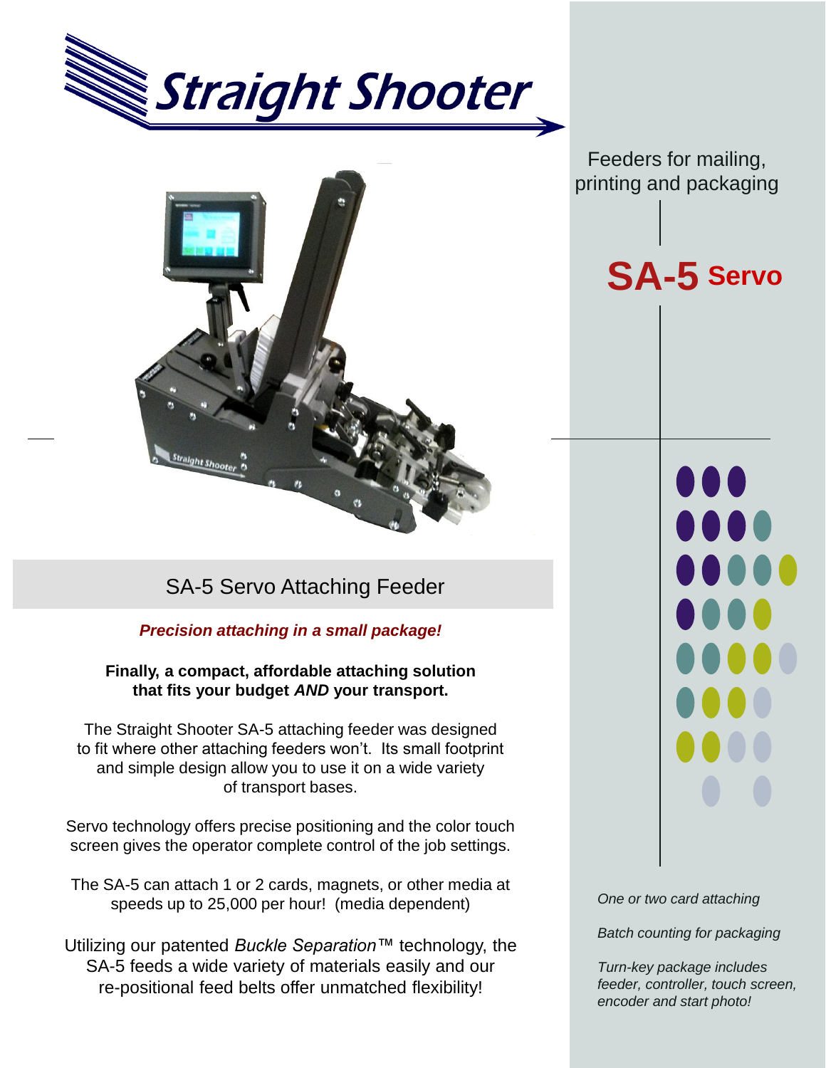# Straight Shooter

Feeders for mailing, printing and packaging

## SA-5 Servo

## SA-5 Servo Attaching Feeder

***Precision attaching in a small package!***

**Finally, a compact, affordable attaching solution that fits your budget *AND* your transport.**

The Straight Shooter SA-5 attaching feeder was designed to fit where other attaching feeders won't. Its small footprint and simple design allow you to use it on a wide variety of transport bases.

Servo technology offers precise positioning and the color touch screen gives the operator complete control of the job settings.

The SA-5 can attach 1 or 2 cards, magnets, or other media at speeds up to 25,000 per hour! (media dependent)

Utilizing our patented *Buckle Separation*™ technology, the SA-5 feeds a wide variety of materials easily and our re-positional feed belts offer unmatched flexibility!

*One or two card attaching*

*Batch counting for packaging*

*Turn-key package includes feeder, controller, touch screen, encoder and start photo!*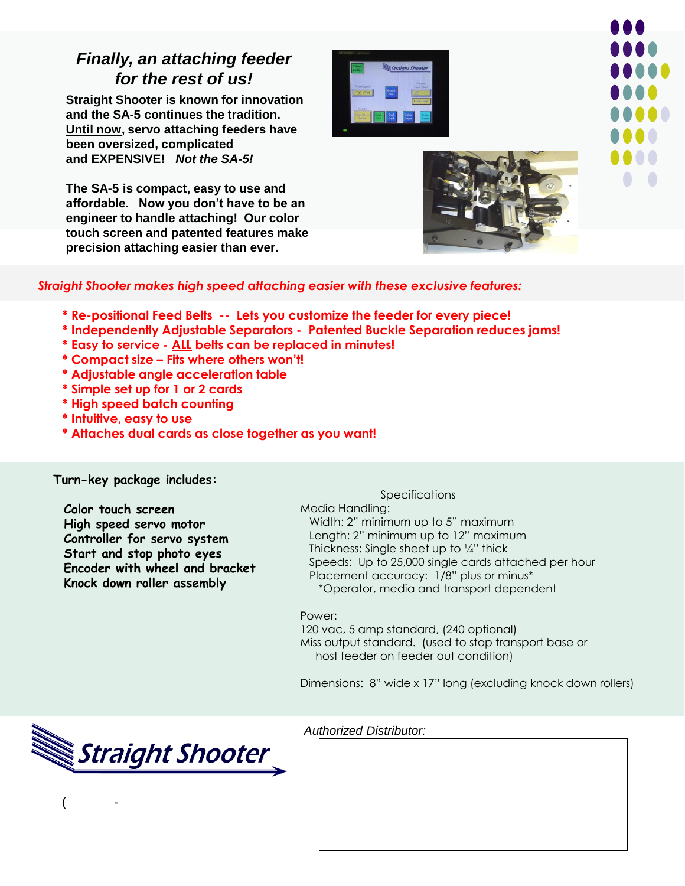## *Finally, an attaching feeder for the rest of us!*

**Straight Shooter is known for innovation and the SA-5 continues the tradition. Until now, servo attaching feeders have been oversized, complicated and EXPENSIVE!** ***Not the SA-5!***

**The SA-5 is compact, easy to use and affordable. Now you don't have to be an engineer to handle attaching! Our color touch screen and patented features make precision attaching easier than ever.**

***Straight Shooter makes high speed attaching easier with these exclusive features:***

- **Re-positional Feed Belts -- Lets you customize the feeder for every piece!**
- **Independently Adjustable Separators - Patented Buckle Separation reduces jams!**
- **Easy to service - ALL belts can be replaced in minutes!**
- **Compact size – Fits where others won't!**
- **Adjustable angle acceleration table**
- **Simple set up for 1 or 2 cards**
- **High speed batch counting**
- **Intuitive, easy to use**
- **Attaches dual cards as close together as you want!**

**Turn-key package includes:**

**Color touch screen**
**High speed servo motor**
**Controller for servo system**
**Start and stop photo eyes**
**Encoder with wheel and bracket**
**Knock down roller assembly**

Specifications

Media Handling:
Width: 2" minimum up to 5" maximum
Length: 2" minimum up to 12" maximum
Thickness: Single sheet up to ¼" thick
Speeds: Up to 25,000 single cards attached per hour
Placement accuracy: 1/8" plus or minus*
*Operator, media and transport dependent

Power:
120 vac, 5 amp standard, (240 optional)
Miss output standard. (used to stop transport base or host feeder on feeder out condition)

Dimensions: 8" wide x 17" long (excluding knock down rollers)

Straight Shooter

( -

*Authorized Distributor:*